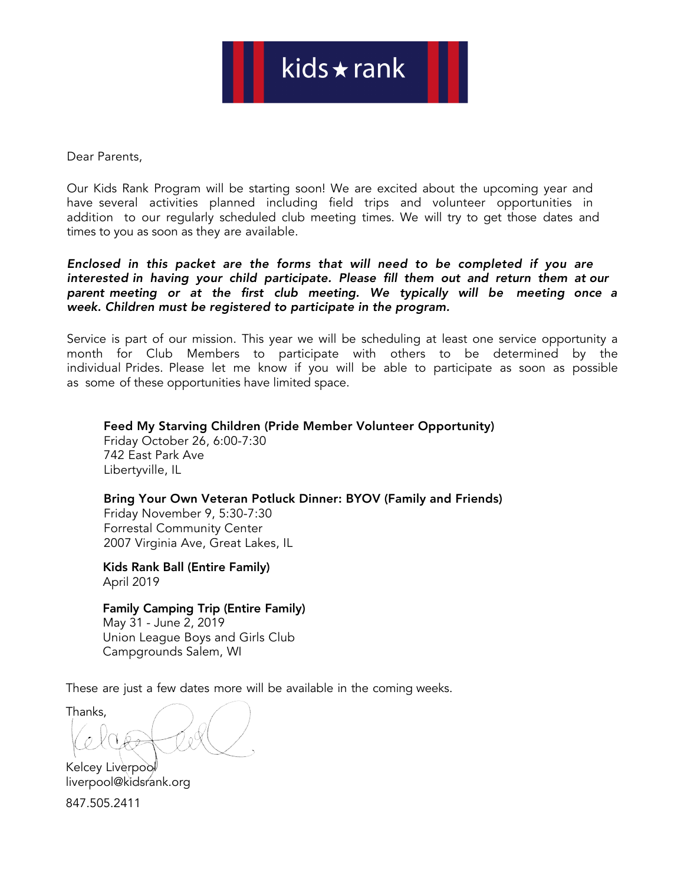kids ★ rank

Dear Parents,

Our Kids Rank Program will be starting soon! We are excited about the upcoming year and have several activities planned including field trips and volunteer opportunities in addition to our regularly scheduled club meeting times. We will try to get those dates and times to you as soon as they are available.

***Enclosed in this packet are the forms that will need to be completed if you are interested in having your child participate. Please fill them out and return them at our parent meeting or at the first club meeting. We typically will be meeting once a week. Children must be registered to participate in the program.***

Service is part of our mission. This year we will be scheduling at least one service opportunity a month for Club Members to participate with others to be determined by the individual Prides. Please let me know if you will be able to participate as soon as possible as some of these opportunities have limited space.

**Feed My Starving Children (Pride Member Volunteer Opportunity)**
Friday October 26, 6:00-7:30
742 East Park Ave
Libertyville, IL

**Bring Your Own Veteran Potluck Dinner: BYOV (Family and Friends)**
Friday November 9, 5:30-7:30
Forrestal Community Center
2007 Virginia Ave, Great Lakes, IL

**Kids Rank Ball (Entire Family)**
April 2019

**Family Camping Trip (Entire Family)**
May 31 - June 2, 2019
Union League Boys and Girls Club
Campgrounds Salem, WI

These are just a few dates more will be available in the coming weeks.

Thanks,

Kelcey Liverpool
liverpool@kidsrank.org
847.505.2411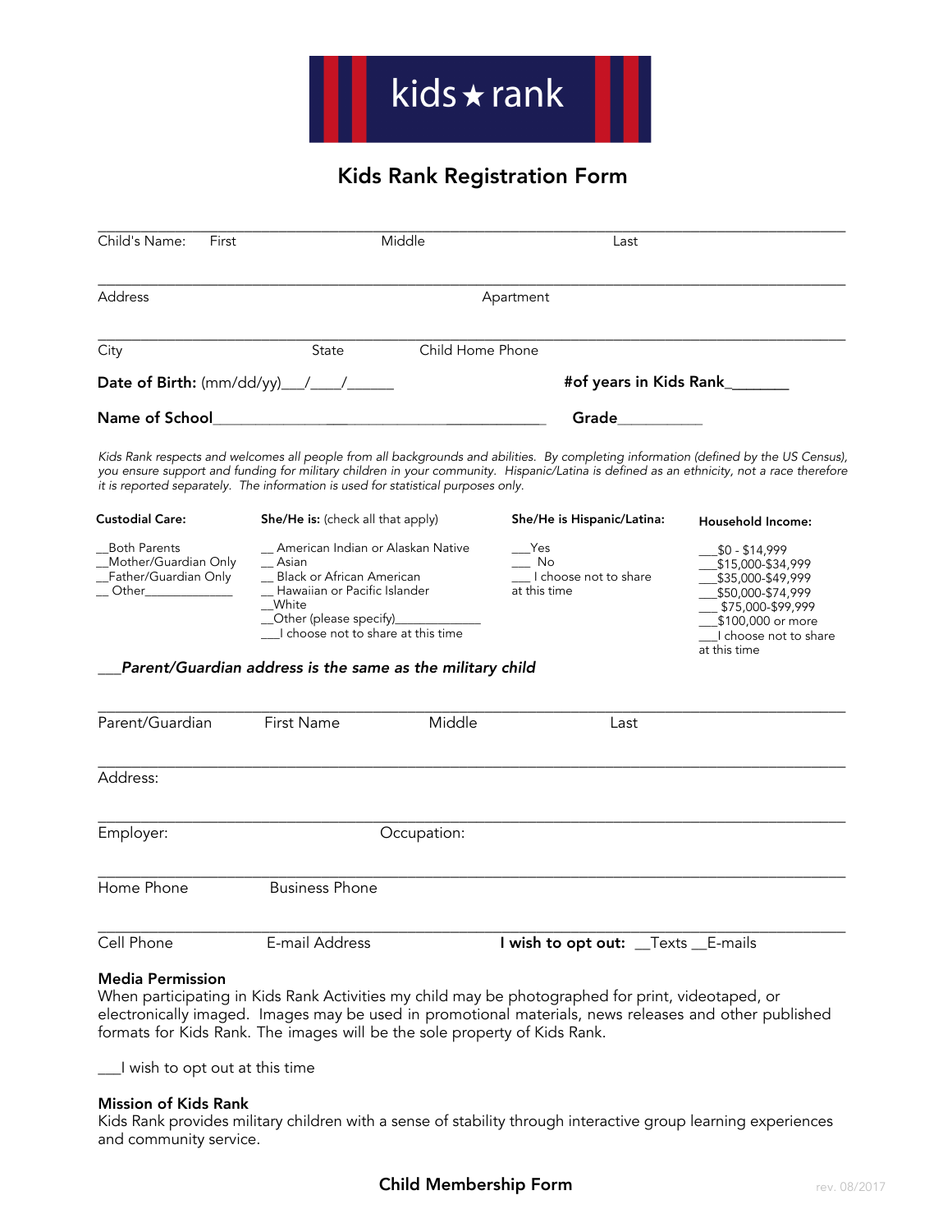kids ★ rank

# Kids Rank Registration Form

___________________________________________________________________________

Child's Name: First Middle Last

___________________________________________________________________________

Address Apartment

___________________________________________________________________________

City State Child Home Phone

**Date of Birth:** (mm/dd/yy)___/____/______ **#of years in Kids Rank**_______

**Name of School**_________________________________ **Grade**___________

*Kids Rank respects and welcomes all people from all backgrounds and abilities. By completing information (defined by the US Census), you ensure support and funding for military children in your community. Hispanic/Latina is defined as an ethnicity, not a race therefore it is reported separately. The information is used for statistical purposes only.*

**Custodial Care:**

__Both Parents
__Mother/Guardian Only
__Father/Guardian Only
__ Other______________

**She/He is:** (check all that apply)

__ American Indian or Alaskan Native
__ Asian
__ Black or African American
__ Hawaiian or Pacific Islander
__White
__Other (please specify)_____________
___I choose not to share at this time

**She/He is Hispanic/Latina:**

___Yes
___ No
___ I choose not to share at this time

**Household Income:**

___$0 - $14,999
___$15,000-$34,999
___$35,000-$49,999
___$50,000-$74,999
___ $75,000-$99,999
___$100,000 or more
___I choose not to share at this time

___***Parent/Guardian address is the same as the military child***

___________________________________________________________________________

Parent/Guardian First Name Middle Last

___________________________________________________________________________

Address:

___________________________________________________________________________

Employer: Occupation:

___________________________________________________________________________

Home Phone Business Phone

___________________________________________________________________________

Cell Phone E-mail Address **I wish to opt out:** __Texts __E-mails

**Media Permission**

When participating in Kids Rank Activities my child may be photographed for print, videotaped, or electronically imaged. Images may be used in promotional materials, news releases and other published formats for Kids Rank. The images will be the sole property of Kids Rank.

___I wish to opt out at this time

**Mission of Kids Rank**

Kids Rank provides military children with a sense of stability through interactive group learning experiences and community service.

**Child Membership Form**

rev. 08/2017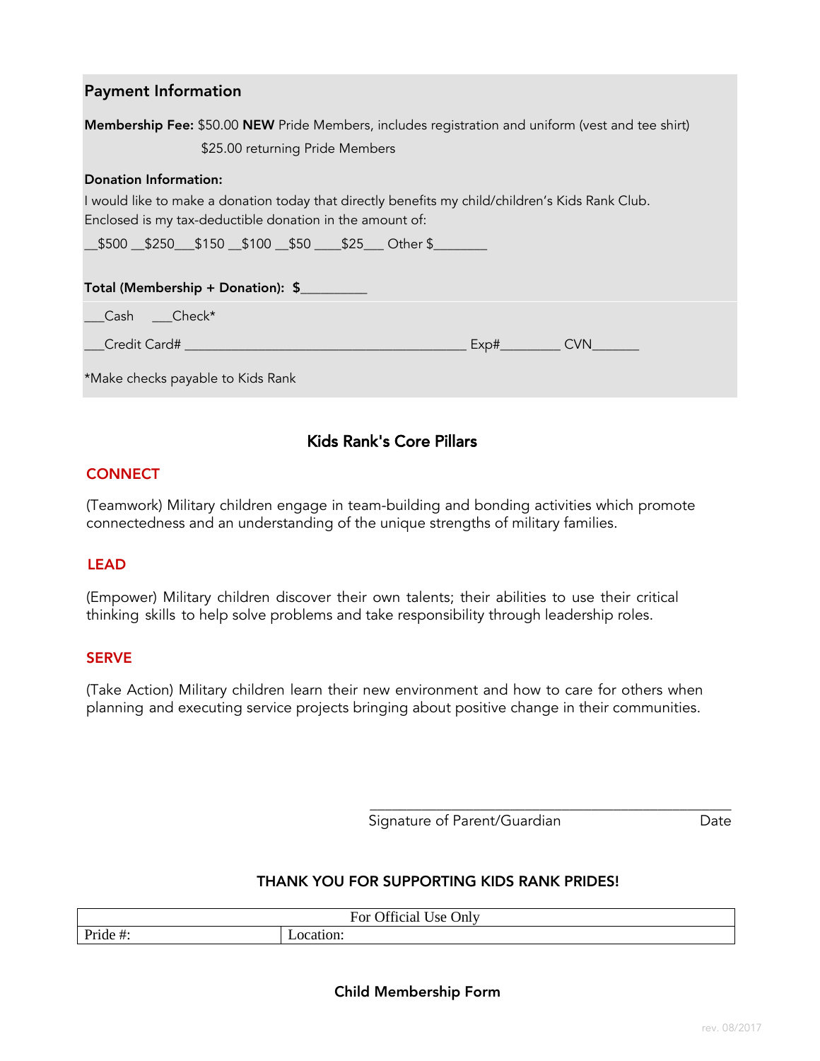## Payment Information

**Membership Fee:** $50.00 **NEW** Pride Members, includes registration and uniform (vest and tee shirt)

$25.00 returning Pride Members

**Donation Information:**

I would like to make a donation today that directly benefits my child/children's Kids Rank Club.
Enclosed is my tax-deductible donation in the amount of:

__$500 __$250___$150 __$100 __$50 ____$25___ Other $________

**Total (Membership + Donation): $__________**

___Cash ___Check*

___Credit Card# __________________________________________ Exp#_________ CVN_______

*Make checks payable to Kids Rank

### Kids Rank's Core Pillars

**CONNECT**

(Teamwork) Military children engage in team-building and bonding activities which promote connectedness and an understanding of the unique strengths of military families.

**LEAD**

(Empower) Military children discover their own talents; their abilities to use their critical thinking skills to help solve problems and take responsibility through leadership roles.

**SERVE**

(Take Action) Military children learn their new environment and how to care for others when planning and executing service projects bringing about positive change in their communities.

_____________________________________________________
Signature of Parent/Guardian Date

**THANK YOU FOR SUPPORTING KIDS RANK PRIDES!**

| For Official Use Only | |
|---|---|
| Pride #: | Location: |

**Child Membership Form**

rev. 08/2017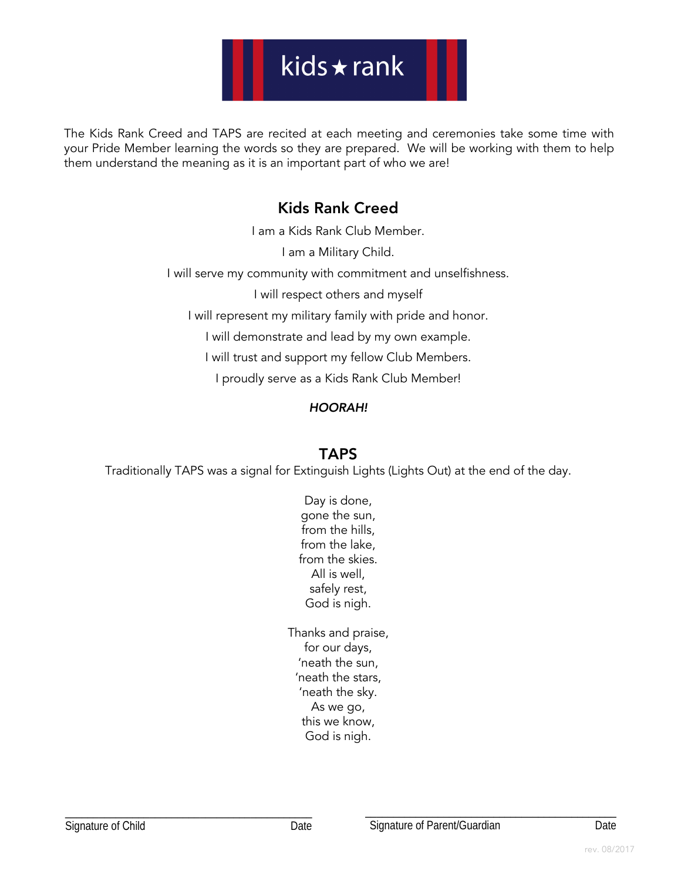kids ★ rank

The Kids Rank Creed and TAPS are recited at each meeting and ceremonies take some time with your Pride Member learning the words so they are prepared. We will be working with them to help them understand the meaning as it is an important part of who we are!

## Kids Rank Creed

I am a Kids Rank Club Member.

I am a Military Child.

I will serve my community with commitment and unselfishness.

I will respect others and myself

I will represent my military family with pride and honor.

I will demonstrate and lead by my own example.

I will trust and support my fellow Club Members.

I proudly serve as a Kids Rank Club Member!

***HOORAH!***

## TAPS

Traditionally TAPS was a signal for Extinguish Lights (Lights Out) at the end of the day.

Day is done,
gone the sun,
from the hills,
from the lake,
from the skies.
All is well,
safely rest,
God is nigh.

Thanks and praise,
for our days,
'neath the sun,
'neath the stars,
'neath the sky.
As we go,
this we know,
God is nigh.

\_\_\_\_\_\_\_\_\_\_\_\_\_\_\_\_\_\_\_\_\_\_\_\_\_\_\_\_\_\_\_\_\_\_\_\_\_\_\_\_\_\_\_\_\_\_\_\_\_\_
Signature of Child Date

\_\_\_\_\_\_\_\_\_\_\_\_\_\_\_\_\_\_\_\_\_\_\_\_\_\_\_\_\_\_\_\_\_\_\_\_\_\_\_\_\_\_\_\_\_\_\_\_\_\_
Signature of Parent/Guardian Date

rev. 08/2017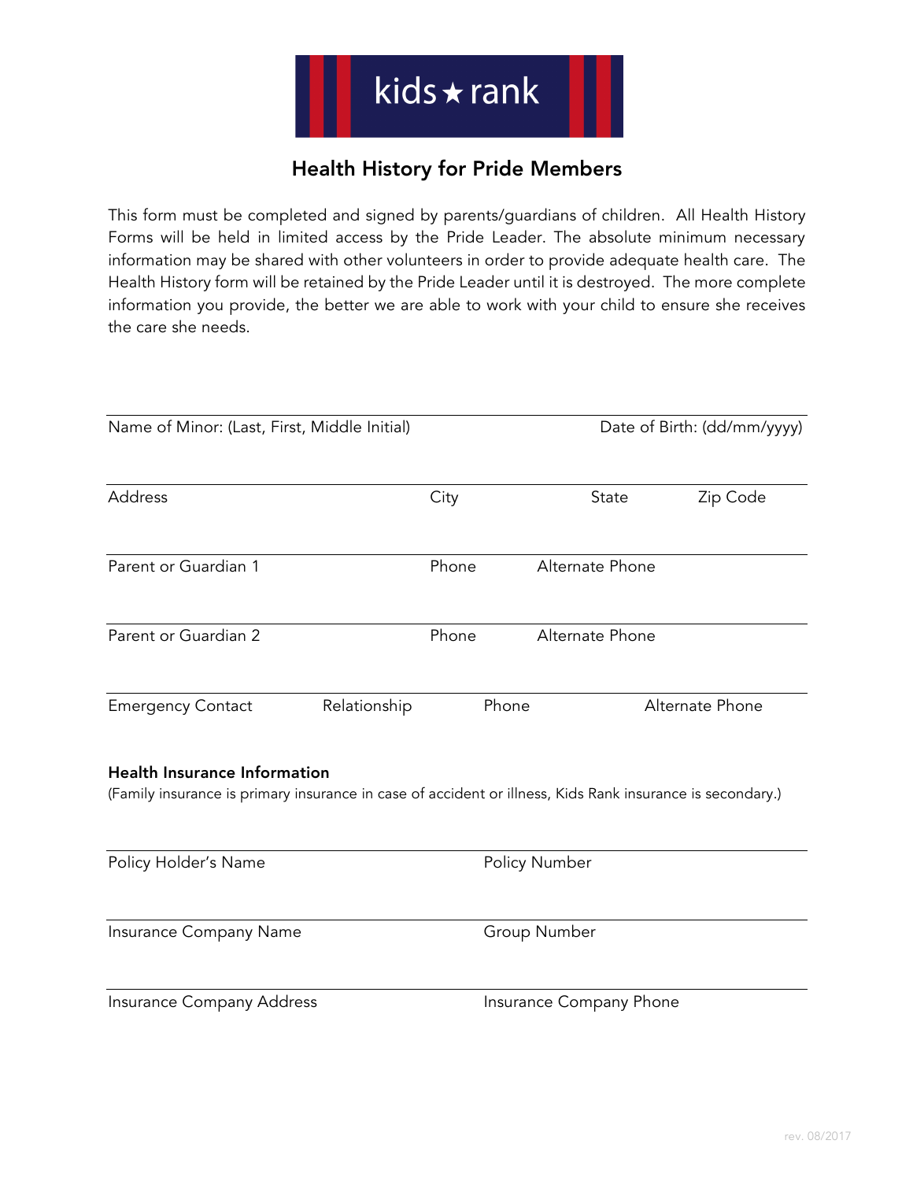kids ★ rank

## Health History for Pride Members

This form must be completed and signed by parents/guardians of children. All Health History Forms will be held in limited access by the Pride Leader. The absolute minimum necessary information may be shared with other volunteers in order to provide adequate health care. The Health History form will be retained by the Pride Leader until it is destroyed. The more complete information you provide, the better we are able to work with your child to ensure she receives the care she needs.

Name of Minor: (Last, First, Middle Initial) Date of Birth: (dd/mm/yyyy)

Address City State Zip Code

Parent or Guardian 1 Phone Alternate Phone

Parent or Guardian 2 Phone Alternate Phone

Emergency Contact Relationship Phone Alternate Phone

**Health Insurance Information**

(Family insurance is primary insurance in case of accident or illness, Kids Rank insurance is secondary.)

Policy Holder's Name Policy Number

Insurance Company Name Group Number

Insurance Company Address Insurance Company Phone

rev. 08/2017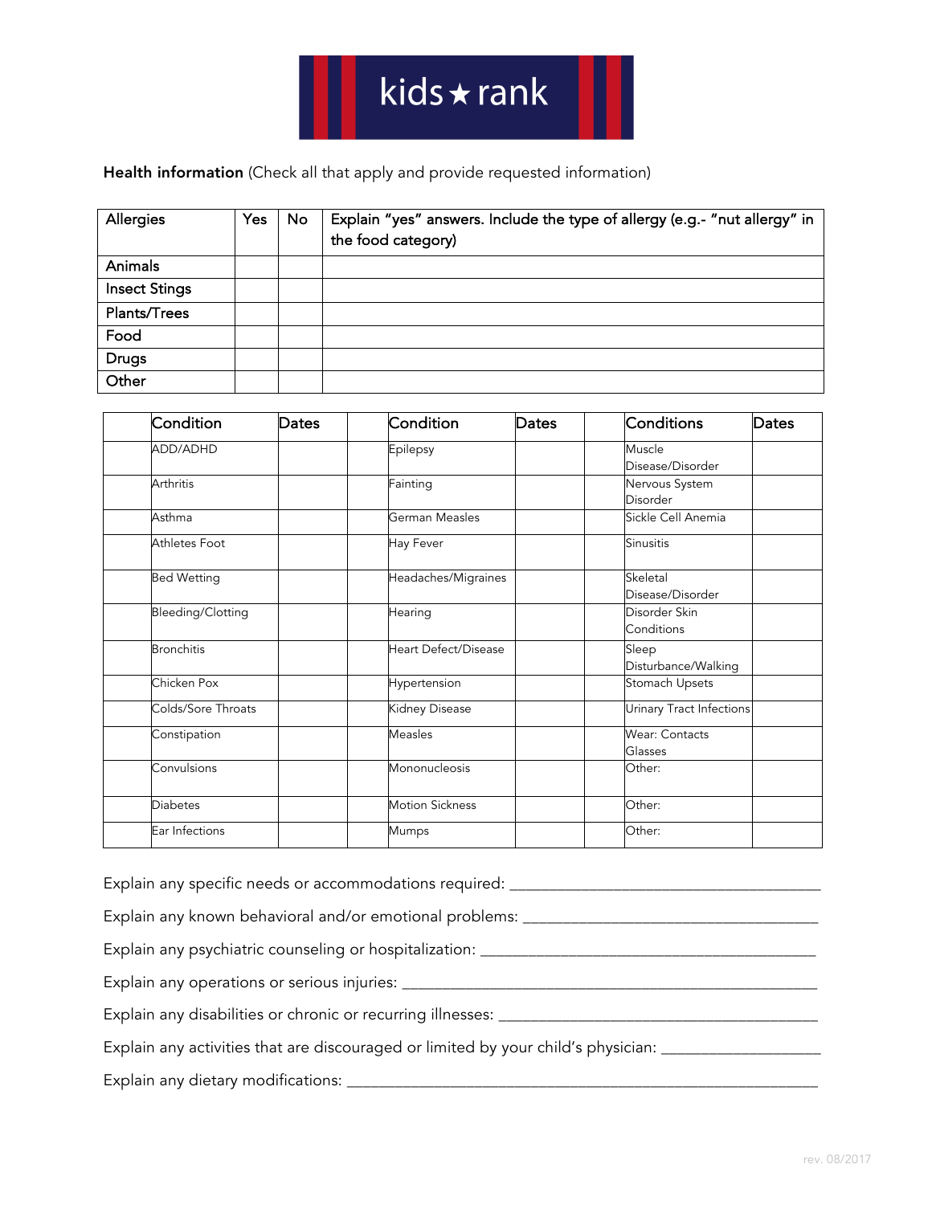kids ★ rank

**Health information** (Check all that apply and provide requested information)

| Allergies | Yes | No | Explain "yes" answers. Include the type of allergy (e.g.- "nut allergy" in the food category) |
|---|---|---|---|
| Animals | | | |
| Insect Stings | | | |
| Plants/Trees | | | |
| Food | | | |
| Drugs | | | |
| Other | | | |

| | Condition | Dates | | Condition | Dates | | Conditions | Dates |
|---|---|---|---|---|---|---|---|---|
| | ADD/ADHD | | | Epilepsy | | | Muscle Disease/Disorder | |
| | Arthritis | | | Fainting | | | Nervous System Disorder | |
| | Asthma | | | German Measles | | | Sickle Cell Anemia | |
| | Athletes Foot | | | Hay Fever | | | Sinusitis | |
| | Bed Wetting | | | Headaches/Migraines | | | Skeletal Disease/Disorder | |
| | Bleeding/Clotting | | | Hearing | | | Disorder Skin Conditions | |
| | Bronchitis | | | Heart Defect/Disease | | | Sleep Disturbance/Walking | |
| | Chicken Pox | | | Hypertension | | | Stomach Upsets | |
| | Colds/Sore Throats | | | Kidney Disease | | | Urinary Tract Infections | |
| | Constipation | | | Measles | | | Wear: Contacts Glasses | |
| | Convulsions | | | Mononucleosis | | | Other: | |
| | Diabetes | | | Motion Sickness | | | Other: | |
| | Ear Infections | | | Mumps | | | Other: | |

Explain any specific needs or accommodations required: ______________________________________

Explain any known behavioral and/or emotional problems: ____________________________________

Explain any psychiatric counseling or hospitalization: _________________________________________

Explain any operations or serious injuries: _____________________________________________________

Explain any disabilities or chronic or recurring illnesses: _______________________________________

Explain any activities that are discouraged or limited by your child's physician: ___________________

Explain any dietary modifications: __________________________________________________________

rev. 08/2017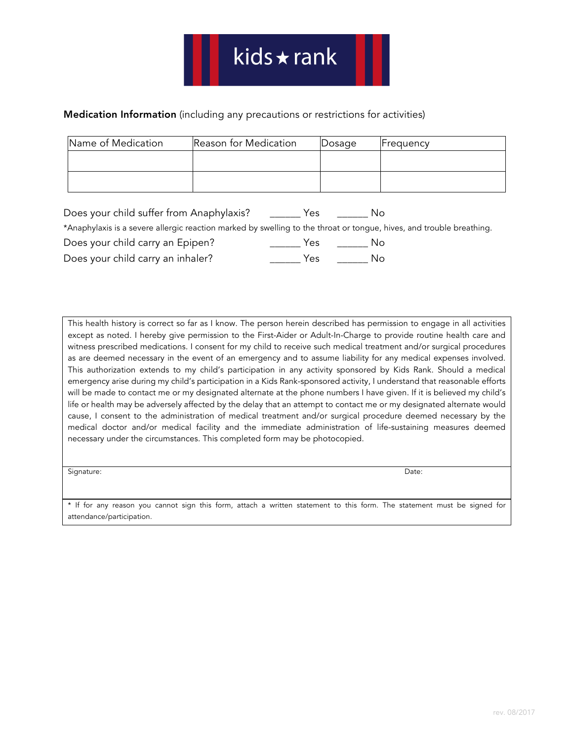kids ★ rank

**Medication Information** (including any precautions or restrictions for activities)

| Name of Medication | Reason for Medication | Dosage | Frequency |
| --- | --- | --- | --- |
| | | | |
| | | | |

Does your child suffer from Anaphylaxis? ______ Yes ______ No

*Anaphylaxis is a severe allergic reaction marked by swelling to the throat or tongue, hives, and trouble breathing.

Does your child carry an Epipen? ______ Yes ______ No

Does your child carry an inhaler? ______ Yes ______ No

This health history is correct so far as I know. The person herein described has permission to engage in all activities except as noted. I hereby give permission to the First-Aider or Adult-In-Charge to provide routine health care and witness prescribed medications. I consent for my child to receive such medical treatment and/or surgical procedures as are deemed necessary in the event of an emergency and to assume liability for any medical expenses involved. This authorization extends to my child's participation in any activity sponsored by Kids Rank. Should a medical emergency arise during my child's participation in a Kids Rank-sponsored activity, I understand that reasonable efforts will be made to contact me or my designated alternate at the phone numbers I have given. If it is believed my child's life or health may be adversely affected by the delay that an attempt to contact me or my designated alternate would cause, I consent to the administration of medical treatment and/or surgical procedure deemed necessary by the medical doctor and/or medical facility and the immediate administration of life-sustaining measures deemed necessary under the circumstances. This completed form may be photocopied.

Signature: Date:

* If for any reason you cannot sign this form, attach a written statement to this form. The statement must be signed for attendance/participation.

rev. 08/2017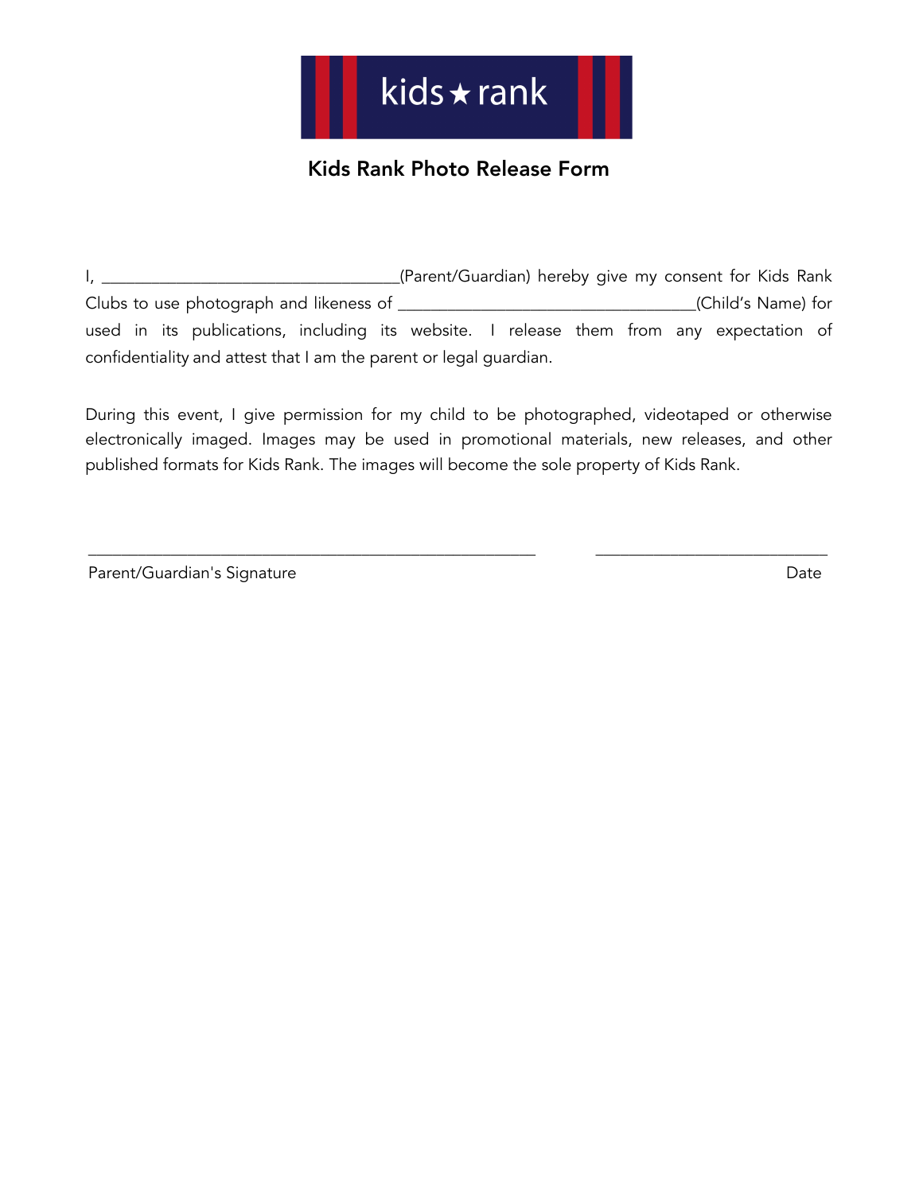kids★rank

# Kids Rank Photo Release Form

I, ___________________________________(Parent/Guardian) hereby give my consent for Kids Rank Clubs to use photograph and likeness of ___________________________________(Child's Name) for used in its publications, including its website. I release them from any expectation of confidentiality and attest that I am the parent or legal guardian.

During this event, I give permission for my child to be photographed, videotaped or otherwise electronically imaged. Images may be used in promotional materials, new releases, and other published formats for Kids Rank. The images will become the sole property of Kids Rank.

_____________________________________________________ ___________________________

Parent/Guardian's Signature Date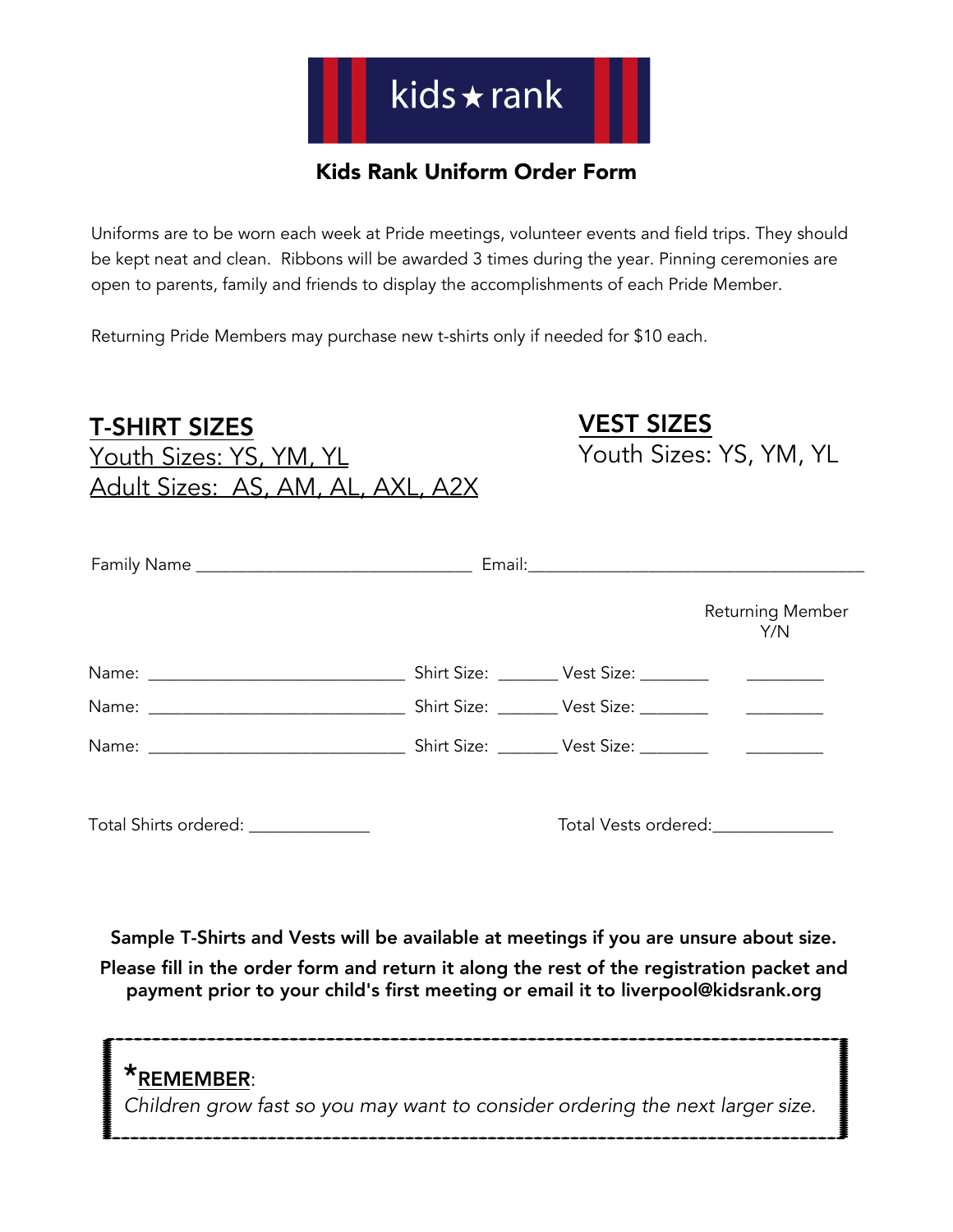kids ★ rank

# Kids Rank Uniform Order Form

Uniforms are to be worn each week at Pride meetings, volunteer events and field trips. They should be kept neat and clean. Ribbons will be awarded 3 times during the year. Pinning ceremonies are open to parents, family and friends to display the accomplishments of each Pride Member.

Returning Pride Members may purchase new t-shirts only if needed for $10 each.

## T-SHIRT SIZES

Youth Sizes: YS, YM, YL

Adult Sizes: AS, AM, AL, AXL, A2X

## VEST SIZES

Youth Sizes: YS, YM, YL

Family Name ______________________________ Email:____________________________________

| Name | Shirt Size | Vest Size | Returning Member Y/N |
|---|---|---|---|
| Name: ____________________________ | Shirt Size: ______ | Vest Size: _______ | ________ |
| Name: ____________________________ | Shirt Size: ______ | Vest Size: _______ | ________ |
| Name: ____________________________ | Shirt Size: ______ | Vest Size: _______ | ________ |

Total Shirts ordered: _____________ Total Vests ordered:_____________

**Sample T-Shirts and Vests will be available at meetings if you are unsure about size.**

**Please fill in the order form and return it along the rest of the registration packet and payment prior to your child's first meeting or email it to liverpool@kidsrank.org**

*<u>**REMEMBER**</u>:

*Children grow fast so you may want to consider ordering the next larger size.*